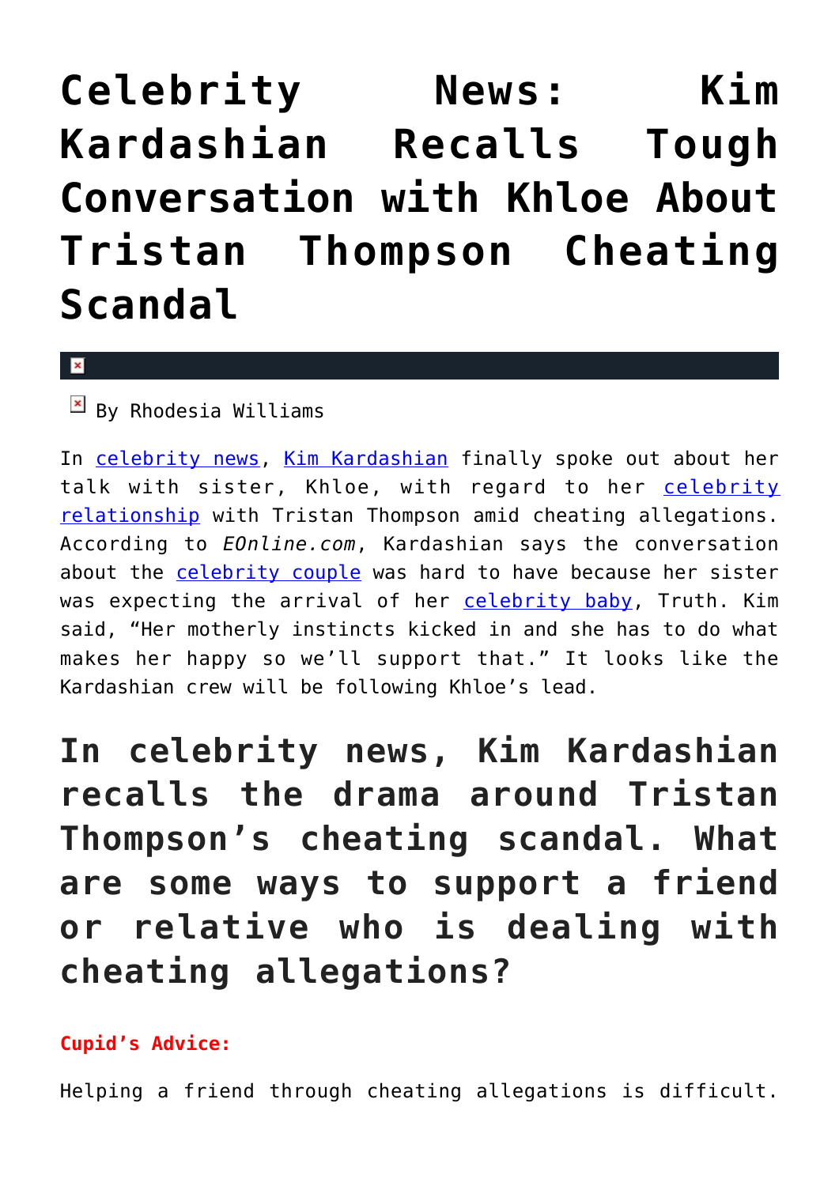# Celebrity News: Kim Kardashian Recalls Tough Conversation with Khloe About Tristan Thompson Cheating Scandal

By Rhodesia Williams

In celebrity news, Kim Kardashian finally spoke out about her talk with sister, Khloe, with regard to her celebrity relationship with Tristan Thompson amid cheating allegations. According to *EOnline.com*, Kardashian says the conversation about the celebrity couple was hard to have because her sister was expecting the arrival of her celebrity baby, Truth. Kim said, "Her motherly instincts kicked in and she has to do what makes her happy so we'll support that." It looks like the Kardashian crew will be following Khloe's lead.

## In celebrity news, Kim Kardashian recalls the drama around Tristan Thompson's cheating scandal. What are some ways to support a friend or relative who is dealing with cheating allegations?

**Cupid's Advice:**

Helping a friend through cheating allegations is difficult.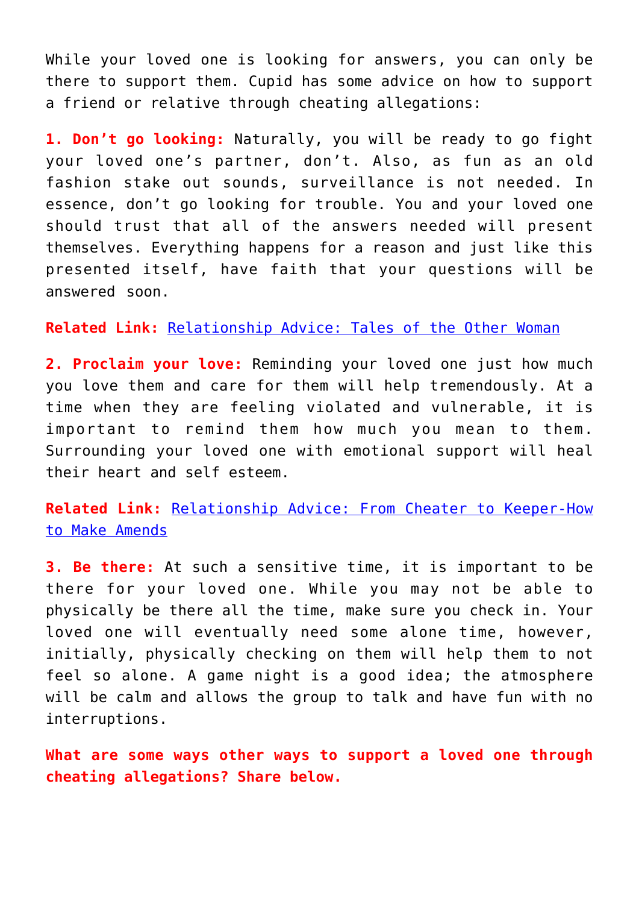While your loved one is looking for answers, you can only be there to support them. Cupid has some advice on how to support a friend or relative through cheating allegations:

**1. Don't go looking:** Naturally, you will be ready to go fight your loved one's partner, don't. Also, as fun as an old fashion stake out sounds, surveillance is not needed. In essence, don't go looking for trouble. You and your loved one should trust that all of the answers needed will present themselves. Everything happens for a reason and just like this presented itself, have faith that your questions will be answered soon.

**Related Link:** Relationship Advice: Tales of the Other Woman

**2. Proclaim your love:** Reminding your loved one just how much you love them and care for them will help tremendously. At a time when they are feeling violated and vulnerable, it is important to remind them how much you mean to them. Surrounding your loved one with emotional support will heal their heart and self esteem.

**Related Link:** Relationship Advice: From Cheater to Keeper-How to Make Amends

**3. Be there:** At such a sensitive time, it is important to be there for your loved one. While you may not be able to physically be there all the time, make sure you check in. Your loved one will eventually need some alone time, however, initially, physically checking on them will help them to not feel so alone. A game night is a good idea; the atmosphere will be calm and allows the group to talk and have fun with no interruptions.

**What are some ways other ways to support a loved one through cheating allegations? Share below.**